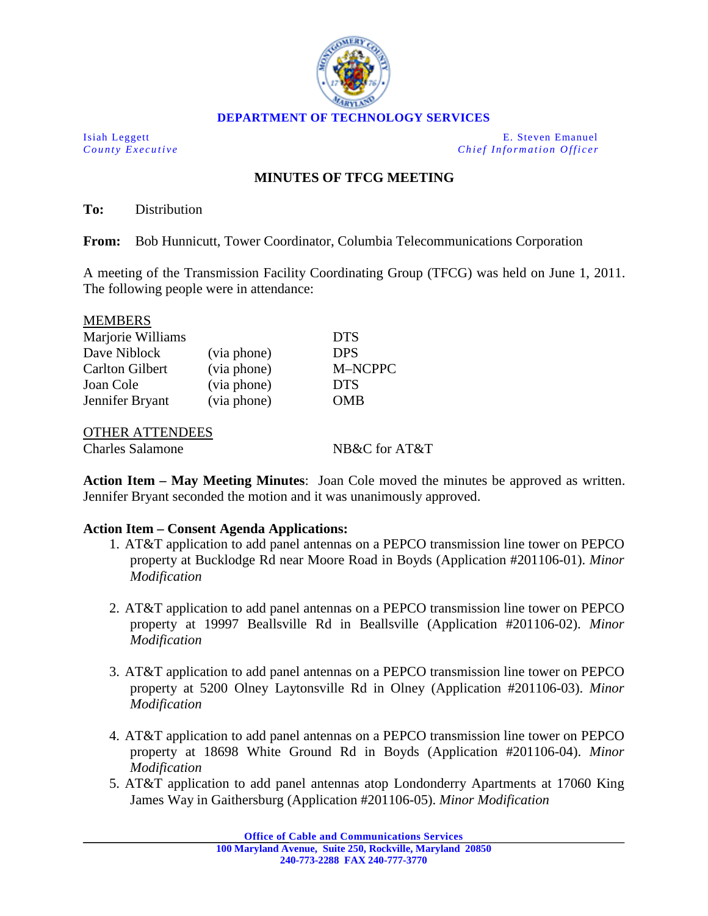**DEPARTMENT OF TECHNOLOGY SERVICES**

| | |
|---|---|
| Isiah Leggett<br>*County Executive* | E. Steven Emanuel<br>*Chief Information Officer* |

## MINUTES OF TFCG MEETING

**To:** Distribution

**From:** Bob Hunnicutt, Tower Coordinator, Columbia Telecommunications Corporation

A meeting of the Transmission Facility Coordinating Group (TFCG) was held on June 1, 2011. The following people were in attendance:

MEMBERS

| | | |
|---|---|---|
| Marjorie Williams | | DTS |
| Dave Niblock | (via phone) | DPS |
| Carlton Gilbert | (via phone) | M–NCPPC |
| Joan Cole | (via phone) | DTS |
| Jennifer Bryant | (via phone) | OMB |

OTHER ATTENDEES

| | |
|---|---|
| Charles Salamone | NB&C for AT&T |

**Action Item – May Meeting Minutes**: Joan Cole moved the minutes be approved as written. Jennifer Bryant seconded the motion and it was unanimously approved.

**Action Item – Consent Agenda Applications:**

1. AT&T application to add panel antennas on a PEPCO transmission line tower on PEPCO property at Bucklodge Rd near Moore Road in Boyds (Application #201106-01). *Minor Modification*

2. AT&T application to add panel antennas on a PEPCO transmission line tower on PEPCO property at 19997 Beallsville Rd in Beallsville (Application #201106-02). *Minor Modification*

3. AT&T application to add panel antennas on a PEPCO transmission line tower on PEPCO property at 5200 Olney Laytonsville Rd in Olney (Application #201106-03). *Minor Modification*

4. AT&T application to add panel antennas on a PEPCO transmission line tower on PEPCO property at 18698 White Ground Rd in Boyds (Application #201106-04). *Minor Modification*

5. AT&T application to add panel antennas atop Londonderry Apartments at 17060 King James Way in Gaithersburg (Application #201106-05). *Minor Modification*

**Office of Cable and Communications Services**
**100 Maryland Avenue, Suite 250, Rockville, Maryland 20850**
**240-773-2288 FAX 240-777-3770**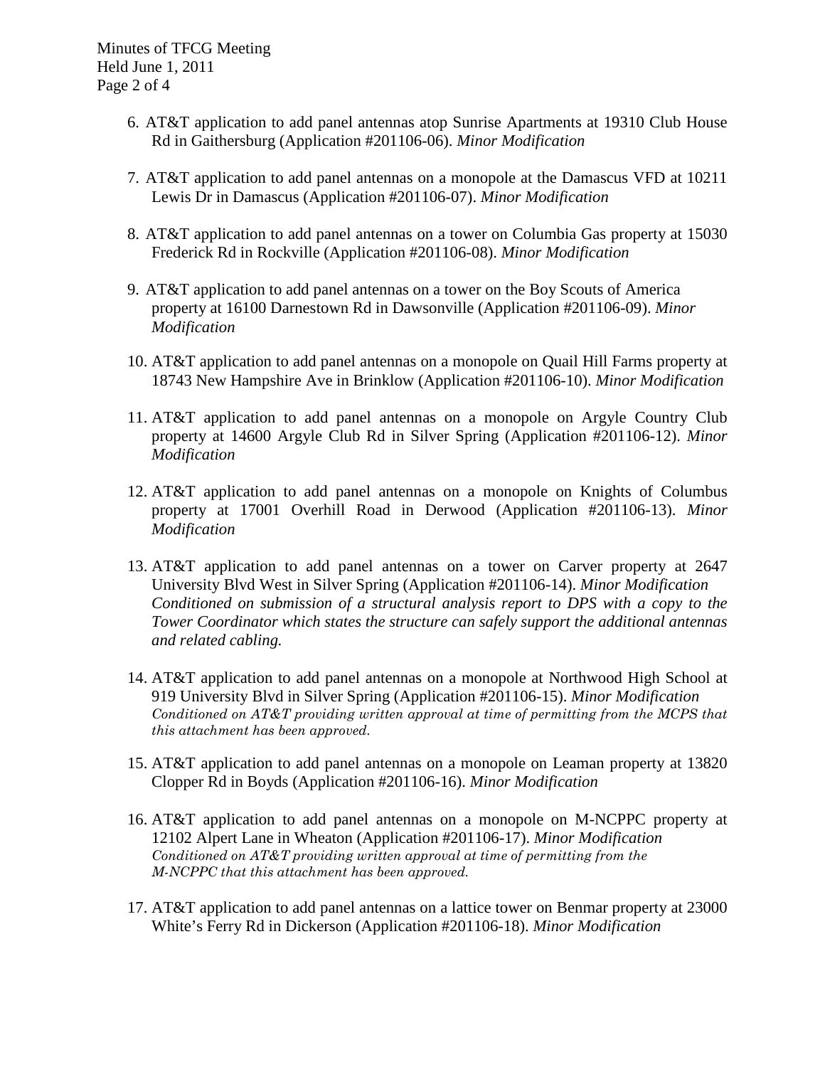6. AT&T application to add panel antennas atop Sunrise Apartments at 19310 Club House Rd in Gaithersburg (Application #201106-06). *Minor Modification*

7. AT&T application to add panel antennas on a monopole at the Damascus VFD at 10211 Lewis Dr in Damascus (Application #201106-07). *Minor Modification*

8. AT&T application to add panel antennas on a tower on Columbia Gas property at 15030 Frederick Rd in Rockville (Application #201106-08). *Minor Modification*

9. AT&T application to add panel antennas on a tower on the Boy Scouts of America property at 16100 Darnestown Rd in Dawsonville (Application #201106-09). *Minor Modification*

10. AT&T application to add panel antennas on a monopole on Quail Hill Farms property at 18743 New Hampshire Ave in Brinklow (Application #201106-10). *Minor Modification*

11. AT&T application to add panel antennas on a monopole on Argyle Country Club property at 14600 Argyle Club Rd in Silver Spring (Application #201106-12). *Minor Modification*

12. AT&T application to add panel antennas on a monopole on Knights of Columbus property at 17001 Overhill Road in Derwood (Application #201106-13). *Minor Modification*

13. AT&T application to add panel antennas on a tower on Carver property at 2647 University Blvd West in Silver Spring (Application #201106-14). *Minor Modification Conditioned on submission of a structural analysis report to DPS with a copy to the Tower Coordinator which states the structure can safely support the additional antennas and related cabling.*

14. AT&T application to add panel antennas on a monopole at Northwood High School at 919 University Blvd in Silver Spring (Application #201106-15). *Minor Modification Conditioned on AT&T providing written approval at time of permitting from the MCPS that this attachment has been approved.*

15. AT&T application to add panel antennas on a monopole on Leaman property at 13820 Clopper Rd in Boyds (Application #201106-16). *Minor Modification*

16. AT&T application to add panel antennas on a monopole on M-NCPPC property at 12102 Alpert Lane in Wheaton (Application #201106-17). *Minor Modification Conditioned on AT&T providing written approval at time of permitting from the M-NCPPC that this attachment has been approved.*

17. AT&T application to add panel antennas on a lattice tower on Benmar property at 23000 White's Ferry Rd in Dickerson (Application #201106-18). *Minor Modification*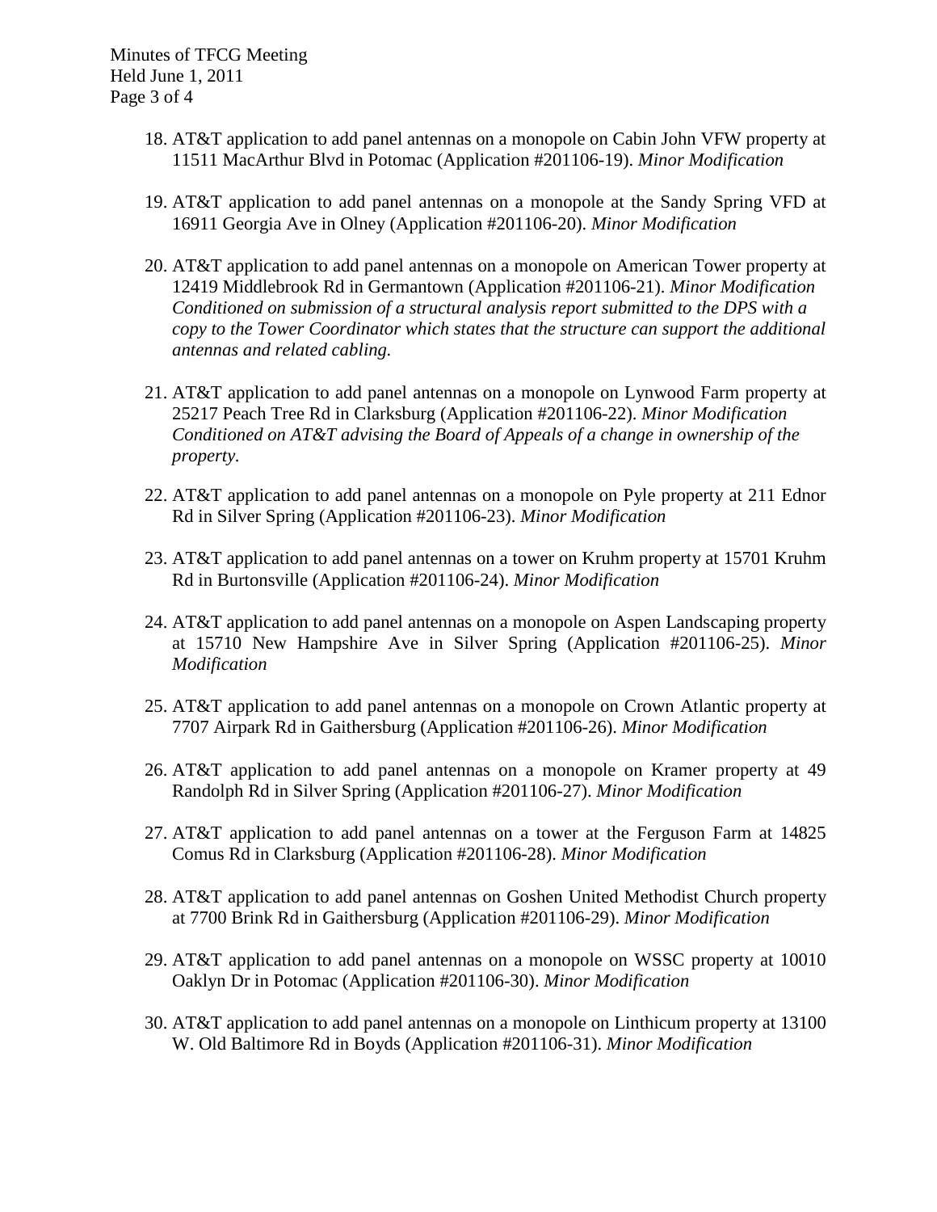18. AT&T application to add panel antennas on a monopole on Cabin John VFW property at 11511 MacArthur Blvd in Potomac (Application #201106-19). *Minor Modification*

19. AT&T application to add panel antennas on a monopole at the Sandy Spring VFD at 16911 Georgia Ave in Olney (Application #201106-20). *Minor Modification*

20. AT&T application to add panel antennas on a monopole on American Tower property at 12419 Middlebrook Rd in Germantown (Application #201106-21). *Minor Modification Conditioned on submission of a structural analysis report submitted to the DPS with a copy to the Tower Coordinator which states that the structure can support the additional antennas and related cabling.*

21. AT&T application to add panel antennas on a monopole on Lynwood Farm property at 25217 Peach Tree Rd in Clarksburg (Application #201106-22). *Minor Modification Conditioned on AT&T advising the Board of Appeals of a change in ownership of the property.*

22. AT&T application to add panel antennas on a monopole on Pyle property at 211 Ednor Rd in Silver Spring (Application #201106-23). *Minor Modification*

23. AT&T application to add panel antennas on a tower on Kruhm property at 15701 Kruhm Rd in Burtonsville (Application #201106-24). *Minor Modification*

24. AT&T application to add panel antennas on a monopole on Aspen Landscaping property at 15710 New Hampshire Ave in Silver Spring (Application #201106-25). *Minor Modification*

25. AT&T application to add panel antennas on a monopole on Crown Atlantic property at 7707 Airpark Rd in Gaithersburg (Application #201106-26). *Minor Modification*

26. AT&T application to add panel antennas on a monopole on Kramer property at 49 Randolph Rd in Silver Spring (Application #201106-27). *Minor Modification*

27. AT&T application to add panel antennas on a tower at the Ferguson Farm at 14825 Comus Rd in Clarksburg (Application #201106-28). *Minor Modification*

28. AT&T application to add panel antennas on Goshen United Methodist Church property at 7700 Brink Rd in Gaithersburg (Application #201106-29). *Minor Modification*

29. AT&T application to add panel antennas on a monopole on WSSC property at 10010 Oaklyn Dr in Potomac (Application #201106-30). *Minor Modification*

30. AT&T application to add panel antennas on a monopole on Linthicum property at 13100 W. Old Baltimore Rd in Boyds (Application #201106-31). *Minor Modification*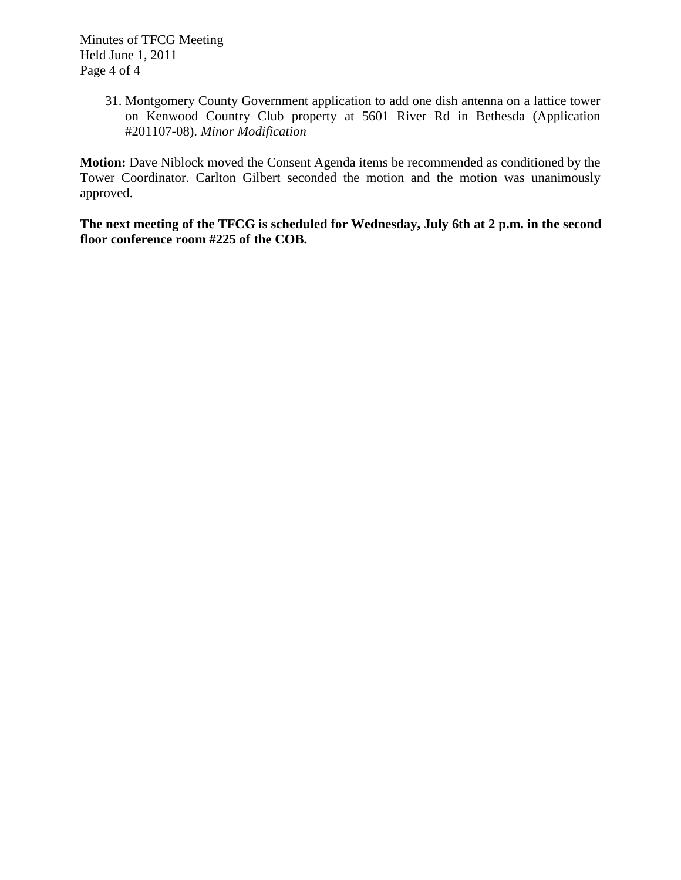31. Montgomery County Government application to add one dish antenna on a lattice tower on Kenwood Country Club property at 5601 River Rd in Bethesda (Application #201107-08). *Minor Modification*

**Motion:** Dave Niblock moved the Consent Agenda items be recommended as conditioned by the Tower Coordinator. Carlton Gilbert seconded the motion and the motion was unanimously approved.

**The next meeting of the TFCG is scheduled for Wednesday, July 6th at 2 p.m. in the second floor conference room #225 of the COB.**